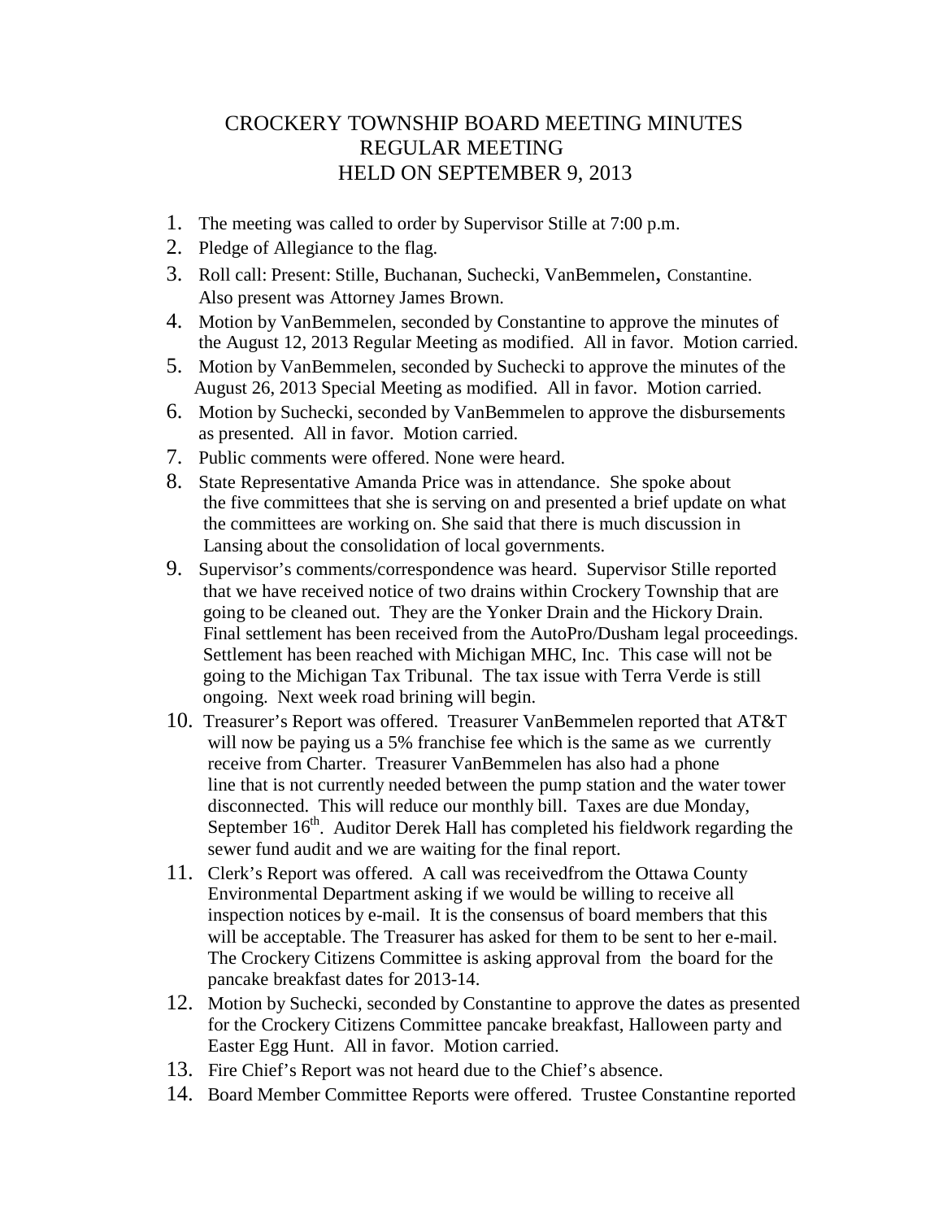# CROCKERY TOWNSHIP BOARD MEETING MINUTES
## REGULAR MEETING
## HELD ON SEPTEMBER 9, 2013

1. The meeting was called to order by Supervisor Stille at 7:00 p.m.
2. Pledge of Allegiance to the flag.
3. Roll call: Present: Stille, Buchanan, Suchecki, VanBemmelen, Constantine. Also present was Attorney James Brown.
4. Motion by VanBemmelen, seconded by Constantine to approve the minutes of the August 12, 2013 Regular Meeting as modified. All in favor. Motion carried.
5. Motion by VanBemmelen, seconded by Suchecki to approve the minutes of the August 26, 2013 Special Meeting as modified. All in favor. Motion carried.
6. Motion by Suchecki, seconded by VanBemmelen to approve the disbursements as presented. All in favor. Motion carried.
7. Public comments were offered. None were heard.
8. State Representative Amanda Price was in attendance. She spoke about the five committees that she is serving on and presented a brief update on what the committees are working on. She said that there is much discussion in Lansing about the consolidation of local governments.
9. Supervisor's comments/correspondence was heard. Supervisor Stille reported that we have received notice of two drains within Crockery Township that are going to be cleaned out. They are the Yonker Drain and the Hickory Drain. Final settlement has been received from the AutoPro/Dusham legal proceedings. Settlement has been reached with Michigan MHC, Inc. This case will not be going to the Michigan Tax Tribunal. The tax issue with Terra Verde is still ongoing. Next week road brining will begin.
10. Treasurer's Report was offered. Treasurer VanBemmelen reported that AT&T will now be paying us a 5% franchise fee which is the same as we currently receive from Charter. Treasurer VanBemmelen has also had a phone line that is not currently needed between the pump station and the water tower disconnected. This will reduce our monthly bill. Taxes are due Monday, September 16th. Auditor Derek Hall has completed his fieldwork regarding the sewer fund audit and we are waiting for the final report.
11. Clerk's Report was offered. A call was receivedfrom the Ottawa County Environmental Department asking if we would be willing to receive all inspection notices by e-mail. It is the consensus of board members that this will be acceptable. The Treasurer has asked for them to be sent to her e-mail. The Crockery Citizens Committee is asking approval from the board for the pancake breakfast dates for 2013-14.
12. Motion by Suchecki, seconded by Constantine to approve the dates as presented for the Crockery Citizens Committee pancake breakfast, Halloween party and Easter Egg Hunt. All in favor. Motion carried.
13. Fire Chief's Report was not heard due to the Chief's absence.
14. Board Member Committee Reports were offered. Trustee Constantine reported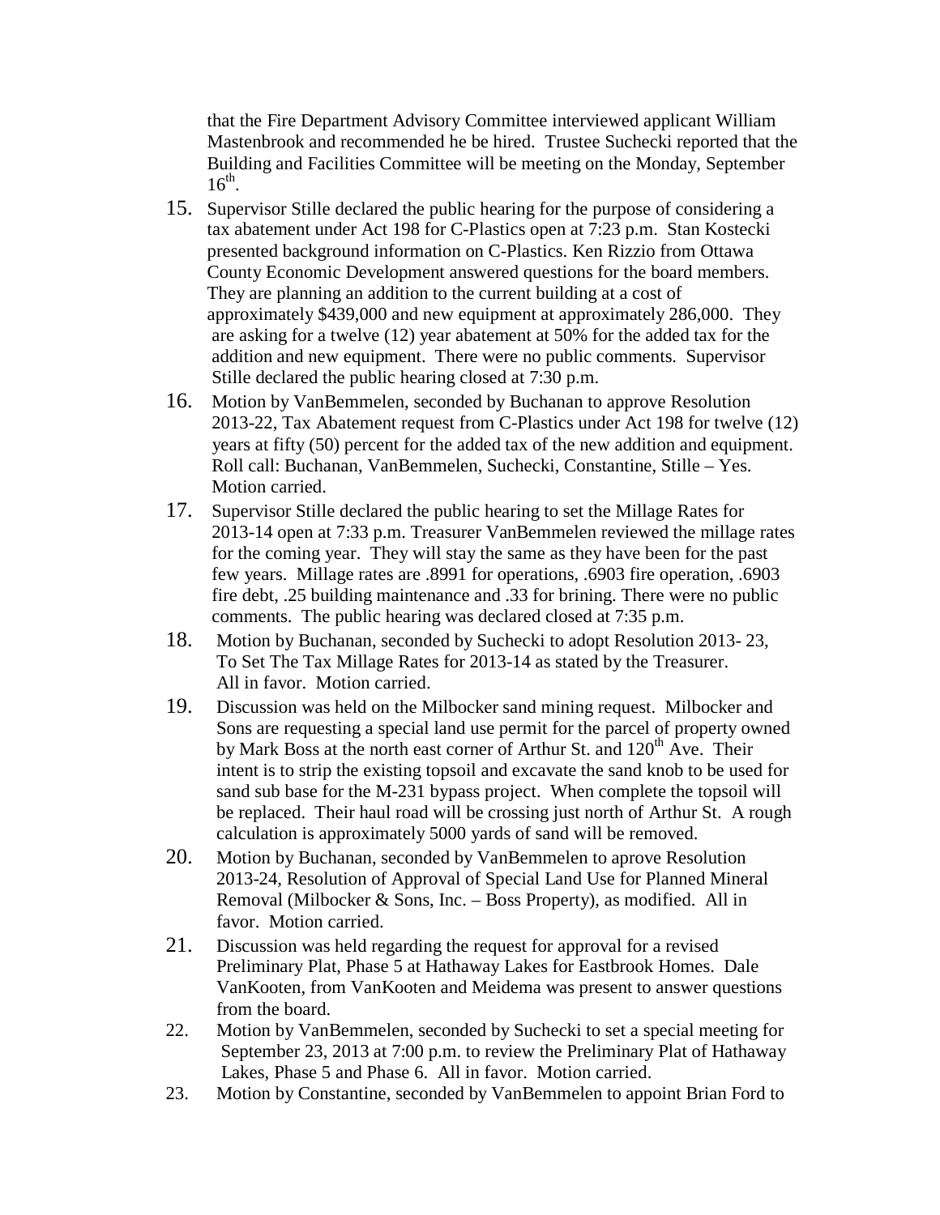that the Fire Department Advisory Committee interviewed applicant William Mastenbrook and recommended he be hired. Trustee Suchecki reported that the Building and Facilities Committee will be meeting on the Monday, September 16th.

15. Supervisor Stille declared the public hearing for the purpose of considering a tax abatement under Act 198 for C-Plastics open at 7:23 p.m. Stan Kostecki presented background information on C-Plastics. Ken Rizzio from Ottawa County Economic Development answered questions for the board members. They are planning an addition to the current building at a cost of approximately $439,000 and new equipment at approximately 286,000. They are asking for a twelve (12) year abatement at 50% for the added tax for the addition and new equipment. There were no public comments. Supervisor Stille declared the public hearing closed at 7:30 p.m.
16. Motion by VanBemmelen, seconded by Buchanan to approve Resolution 2013-22, Tax Abatement request from C-Plastics under Act 198 for twelve (12) years at fifty (50) percent for the added tax of the new addition and equipment. Roll call: Buchanan, VanBemmelen, Suchecki, Constantine, Stille – Yes. Motion carried.
17. Supervisor Stille declared the public hearing to set the Millage Rates for 2013-14 open at 7:33 p.m. Treasurer VanBemmelen reviewed the millage rates for the coming year. They will stay the same as they have been for the past few years. Millage rates are .8991 for operations, .6903 fire operation, .6903 fire debt, .25 building maintenance and .33 for brining. There were no public comments. The public hearing was declared closed at 7:35 p.m.
18. Motion by Buchanan, seconded by Suchecki to adopt Resolution 2013- 23, To Set The Tax Millage Rates for 2013-14 as stated by the Treasurer. All in favor. Motion carried.
19. Discussion was held on the Milbocker sand mining request. Milbocker and Sons are requesting a special land use permit for the parcel of property owned by Mark Boss at the north east corner of Arthur St. and 120th Ave. Their intent is to strip the existing topsoil and excavate the sand knob to be used for sand sub base for the M-231 bypass project. When complete the topsoil will be replaced. Their haul road will be crossing just north of Arthur St. A rough calculation is approximately 5000 yards of sand will be removed.
20. Motion by Buchanan, seconded by VanBemmelen to aprove Resolution 2013-24, Resolution of Approval of Special Land Use for Planned Mineral Removal (Milbocker & Sons, Inc. – Boss Property), as modified. All in favor. Motion carried.
21. Discussion was held regarding the request for approval for a revised Preliminary Plat, Phase 5 at Hathaway Lakes for Eastbrook Homes. Dale VanKooten, from VanKooten and Meidema was present to answer questions from the board.
22. Motion by VanBemmelen, seconded by Suchecki to set a special meeting for September 23, 2013 at 7:00 p.m. to review the Preliminary Plat of Hathaway Lakes, Phase 5 and Phase 6. All in favor. Motion carried.
23. Motion by Constantine, seconded by VanBemmelen to appoint Brian Ford to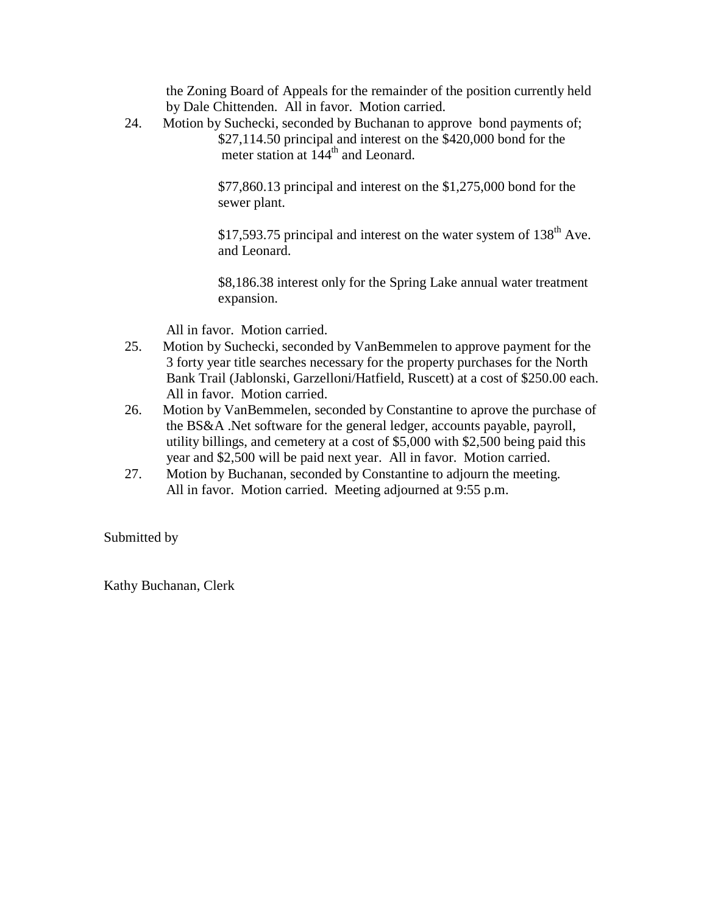the Zoning Board of Appeals for the remainder of the position currently held by Dale Chittenden. All in favor. Motion carried.

24. Motion by Suchecki, seconded by Buchanan to approve bond payments of;

    $27,114.50 principal and interest on the $420,000 bond for the meter station at 144th and Leonard.

    $77,860.13 principal and interest on the $1,275,000 bond for the sewer plant.

    $17,593.75 principal and interest on the water system of 138th Ave. and Leonard.

    $8,186.38 interest only for the Spring Lake annual water treatment expansion.

    All in favor. Motion carried.

25. Motion by Suchecki, seconded by VanBemmelen to approve payment for the 3 forty year title searches necessary for the property purchases for the North Bank Trail (Jablonski, Garzelloni/Hatfield, Ruscett) at a cost of $250.00 each. All in favor. Motion carried.

26. Motion by VanBemmelen, seconded by Constantine to aprove the purchase of the BS&A .Net software for the general ledger, accounts payable, payroll, utility billings, and cemetery at a cost of $5,000 with $2,500 being paid this year and $2,500 will be paid next year. All in favor. Motion carried.

27. Motion by Buchanan, seconded by Constantine to adjourn the meeting. All in favor. Motion carried. Meeting adjourned at 9:55 p.m.

Submitted by

Kathy Buchanan, Clerk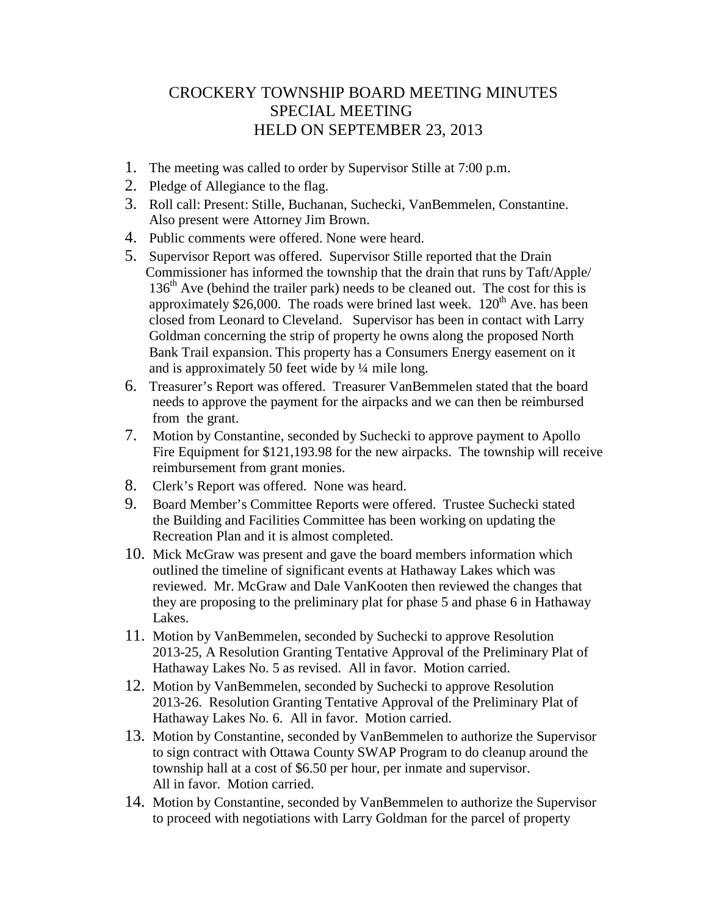# CROCKERY TOWNSHIP BOARD MEETING MINUTES
## SPECIAL MEETING
## HELD ON SEPTEMBER 23, 2013

1. The meeting was called to order by Supervisor Stille at 7:00 p.m.
2. Pledge of Allegiance to the flag.
3. Roll call: Present: Stille, Buchanan, Suchecki, VanBemmelen, Constantine. Also present were Attorney Jim Brown.
4. Public comments were offered. None were heard.
5. Supervisor Report was offered. Supervisor Stille reported that the Drain Commissioner has informed the township that the drain that runs by Taft/Apple/ 136th Ave (behind the trailer park) needs to be cleaned out. The cost for this is approximately $26,000. The roads were brined last week. 120th Ave. has been closed from Leonard to Cleveland. Supervisor has been in contact with Larry Goldman concerning the strip of property he owns along the proposed North Bank Trail expansion. This property has a Consumers Energy easement on it and is approximately 50 feet wide by ¼ mile long.
6. Treasurer's Report was offered. Treasurer VanBemmelen stated that the board needs to approve the payment for the airpacks and we can then be reimbursed from the grant.
7. Motion by Constantine, seconded by Suchecki to approve payment to Apollo Fire Equipment for $121,193.98 for the new airpacks. The township will receive reimbursement from grant monies.
8. Clerk's Report was offered. None was heard.
9. Board Member's Committee Reports were offered. Trustee Suchecki stated the Building and Facilities Committee has been working on updating the Recreation Plan and it is almost completed.
10. Mick McGraw was present and gave the board members information which outlined the timeline of significant events at Hathaway Lakes which was reviewed. Mr. McGraw and Dale VanKooten then reviewed the changes that they are proposing to the preliminary plat for phase 5 and phase 6 in Hathaway Lakes.
11. Motion by VanBemmelen, seconded by Suchecki to approve Resolution 2013-25, A Resolution Granting Tentative Approval of the Preliminary Plat of Hathaway Lakes No. 5 as revised. All in favor. Motion carried.
12. Motion by VanBemmelen, seconded by Suchecki to approve Resolution 2013-26. Resolution Granting Tentative Approval of the Preliminary Plat of Hathaway Lakes No. 6. All in favor. Motion carried.
13. Motion by Constantine, seconded by VanBemmelen to authorize the Supervisor to sign contract with Ottawa County SWAP Program to do cleanup around the township hall at a cost of $6.50 per hour, per inmate and supervisor. All in favor. Motion carried.
14. Motion by Constantine, seconded by VanBemmelen to authorize the Supervisor to proceed with negotiations with Larry Goldman for the parcel of property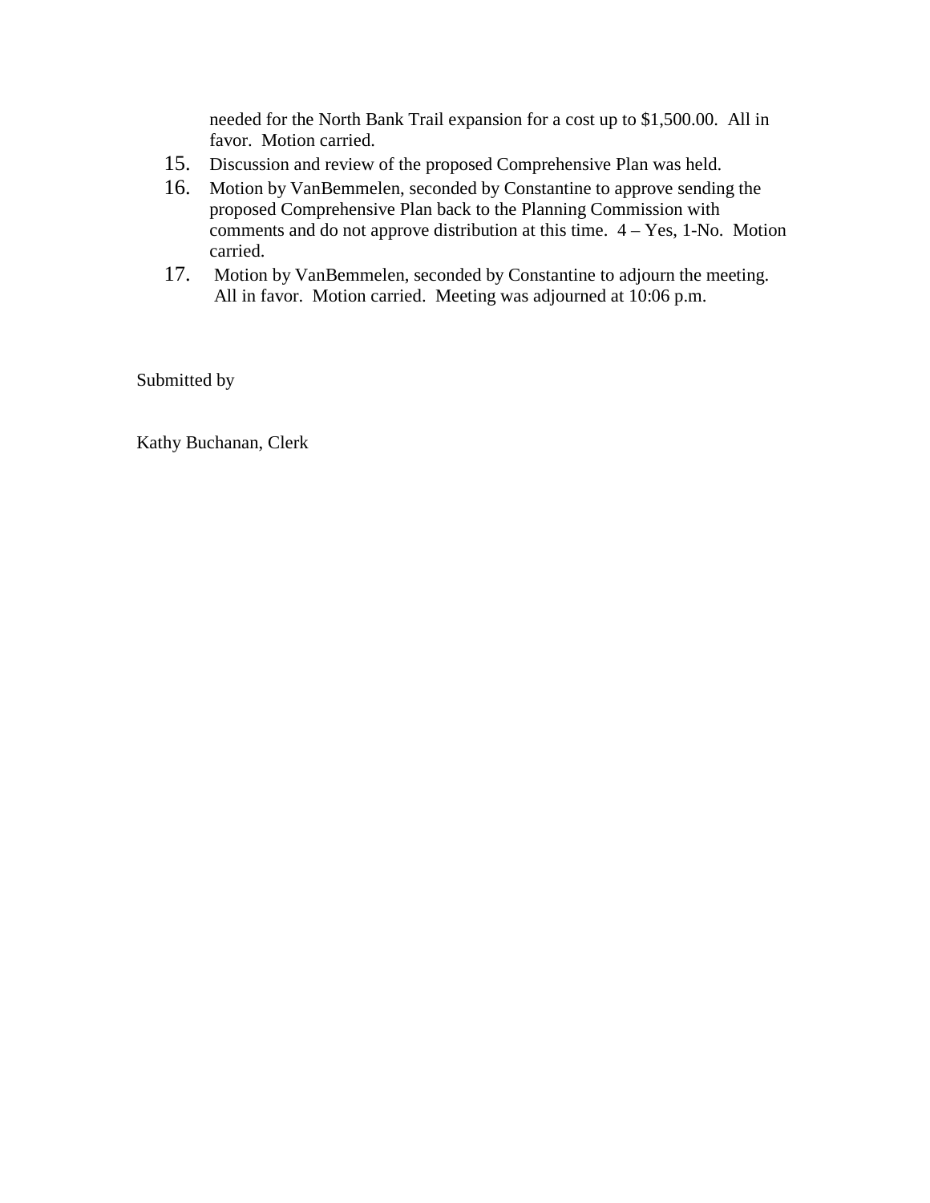needed for the North Bank Trail expansion for a cost up to $1,500.00. All in favor. Motion carried.

15. Discussion and review of the proposed Comprehensive Plan was held.
16. Motion by VanBemmelen, seconded by Constantine to approve sending the proposed Comprehensive Plan back to the Planning Commission with comments and do not approve distribution at this time. 4 – Yes, 1-No. Motion carried.
17. Motion by VanBemmelen, seconded by Constantine to adjourn the meeting. All in favor. Motion carried. Meeting was adjourned at 10:06 p.m.

Submitted by

Kathy Buchanan, Clerk